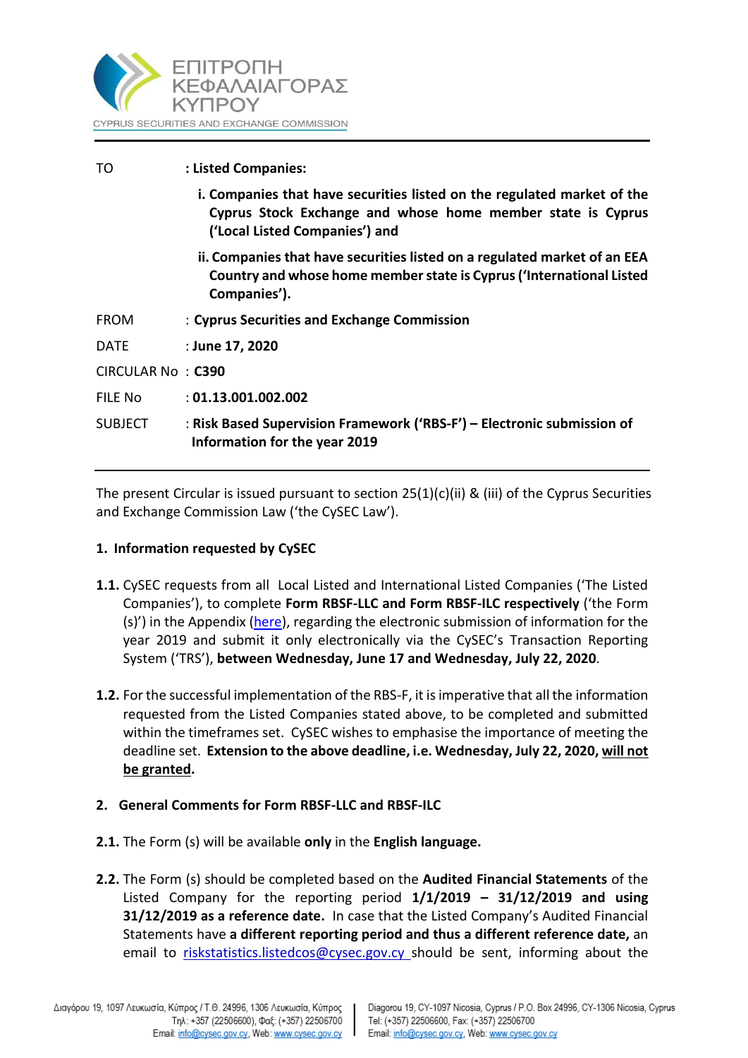ΕΠΙΤΡΟΠΗ ΚΕΦΑΛΑΙΑΓΟΡΑΣ ΚΥΠΡΟΥ

CYPRUS SECURITIES AND EXCHANGE COMMISSION

| | |
|---|---|
| TO | : **Listed Companies:** |
| | **i. Companies that have securities listed on the regulated market of the Cyprus Stock Exchange and whose home member state is Cyprus ('Local Listed Companies') and** |
| | **ii. Companies that have securities listed on a regulated market of an EEA Country and whose home member state is Cyprus ('International Listed Companies').** |
| FROM | : **Cyprus Securities and Exchange Commission** |
| DATE | : **June 17, 2020** |
| CIRCULAR No | : **C390** |
| FILE No | : **01.13.001.002.002** |
| SUBJECT | : **Risk Based Supervision Framework ('RBS-F') – Electronic submission of Information for the year 2019** |

The present Circular is issued pursuant to section 25(1)(c)(ii) & (iii) of the Cyprus Securities and Exchange Commission Law ('the CySEC Law').

## 1. Information requested by CySEC

**1.1.** CySEC requests from all Local Listed and International Listed Companies ('The Listed Companies'), to complete **Form RBSF-LLC and Form RBSF-ILC respectively** ('the Form (s)') in the Appendix (here), regarding the electronic submission of information for the year 2019 and submit it only electronically via the CySEC's Transaction Reporting System ('TRS'), **between Wednesday, June 17 and Wednesday, July 22, 2020**.

**1.2.** For the successful implementation of the RBS-F, it is imperative that all the information requested from the Listed Companies stated above, to be completed and submitted within the timeframes set. CySEC wishes to emphasise the importance of meeting the deadline set. **Extension to the above deadline, i.e. Wednesday, July 22, 2020, will not be granted.**

## 2. General Comments for Form RBSF-LLC and RBSF-ILC

**2.1.** The Form (s) will be available **only** in the **English language.**

**2.2.** The Form (s) should be completed based on the **Audited Financial Statements** of the Listed Company for the reporting period **1/1/2019 – 31/12/2019 and using 31/12/2019 as a reference date.** In case that the Listed Company's Audited Financial Statements have **a different reporting period and thus a different reference date,** an email to riskstatistics.listedcos@cysec.gov.cy should be sent, informing about the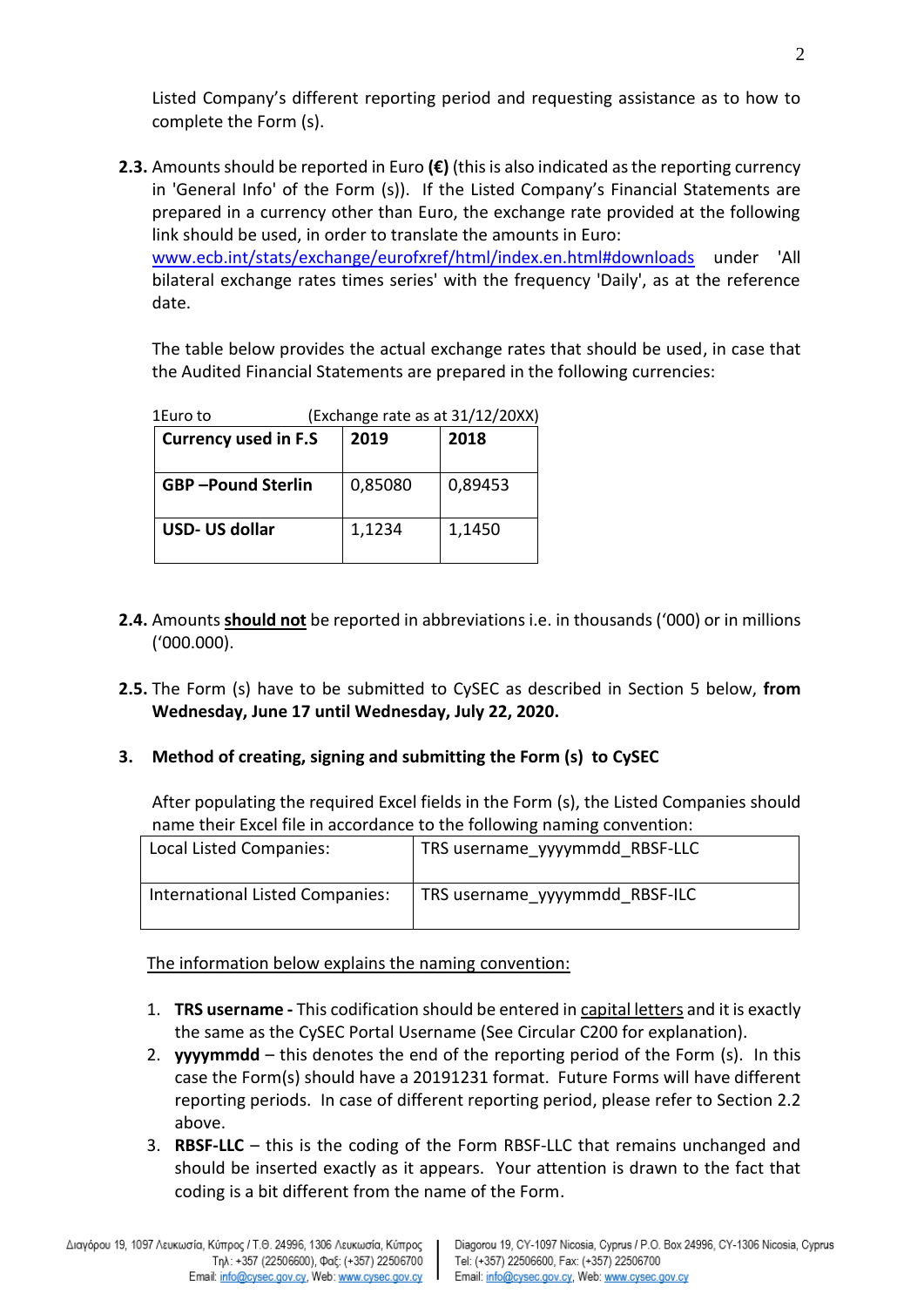Listed Company's different reporting period and requesting assistance as to how to complete the Form (s).

**2.3.** Amounts should be reported in Euro **(€)** (this is also indicated as the reporting currency in 'General Info' of the Form (s)). If the Listed Company's Financial Statements are prepared in a currency other than Euro, the exchange rate provided at the following link should be used, in order to translate the amounts in Euro: www.ecb.int/stats/exchange/eurofxref/html/index.en.html#downloads under 'All bilateral exchange rates times series' with the frequency 'Daily', as at the reference date.

The table below provides the actual exchange rates that should be used, in case that the Audited Financial Statements are prepared in the following currencies:

1Euro to (Exchange rate as at 31/12/20XX)

| Currency used in F.S | 2019 | 2018 |
|---|---|---|
| **GBP –Pound Sterlin** | 0,85080 | 0,89453 |
| **USD- US dollar** | 1,1234 | 1,1450 |

**2.4.** Amounts **should not** be reported in abbreviations i.e. in thousands ('000) or in millions ('000.000).

**2.5.** The Form (s) have to be submitted to CySEC as described in Section 5 below, **from Wednesday, June 17 until Wednesday, July 22, 2020.**

## 3. Method of creating, signing and submitting the Form (s) to CySEC

After populating the required Excel fields in the Form (s), the Listed Companies should name their Excel file in accordance to the following naming convention:

| Local Listed Companies: | TRS username_yyyymmdd_RBSF-LLC |
|---|---|
| International Listed Companies: | TRS username_yyyymmdd_RBSF-ILC |

The information below explains the naming convention:

1. **TRS username -** This codification should be entered in capital letters and it is exactly the same as the CySEC Portal Username (See Circular C200 for explanation).
2. **yyyymmdd** – this denotes the end of the reporting period of the Form (s). In this case the Form(s) should have a 20191231 format. Future Forms will have different reporting periods. In case of different reporting period, please refer to Section 2.2 above.
3. **RBSF-LLC** – this is the coding of the Form RBSF-LLC that remains unchanged and should be inserted exactly as it appears. Your attention is drawn to the fact that coding is a bit different from the name of the Form.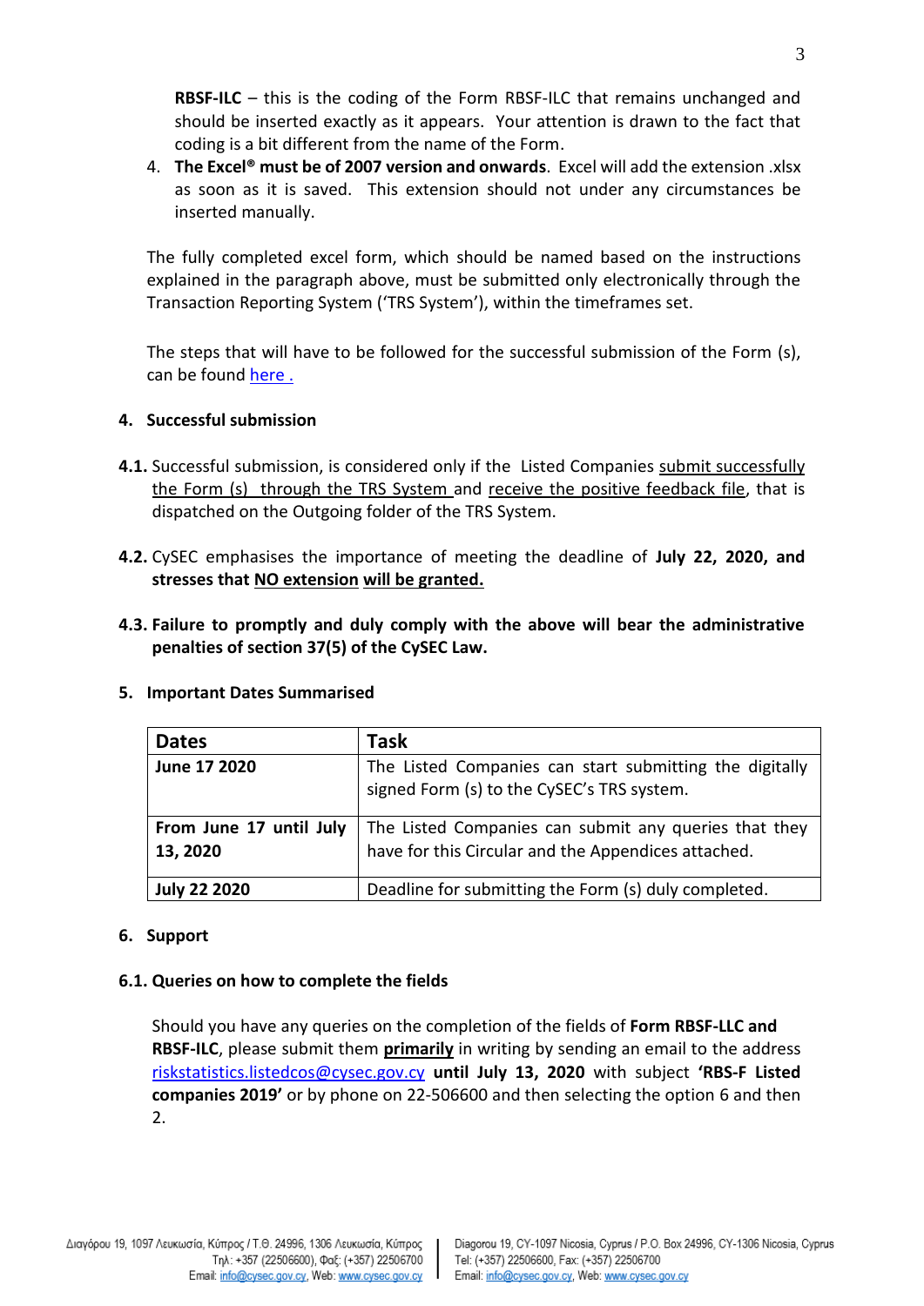**RBSF-ILC** – this is the coding of the Form RBSF-ILC that remains unchanged and should be inserted exactly as it appears. Your attention is drawn to the fact that coding is a bit different from the name of the Form.

4. **The Excel® must be of 2007 version and onwards**. Excel will add the extension .xlsx as soon as it is saved. This extension should not under any circumstances be inserted manually.

The fully completed excel form, which should be named based on the instructions explained in the paragraph above, must be submitted only electronically through the Transaction Reporting System ('TRS System'), within the timeframes set.

The steps that will have to be followed for the successful submission of the Form (s), can be found here .

## 4. Successful submission

**4.1.** Successful submission, is considered only if the Listed Companies submit successfully the Form (s) through the TRS System and receive the positive feedback file, that is dispatched on the Outgoing folder of the TRS System.

**4.2.** CySEC emphasises the importance of meeting the deadline of **July 22, 2020, and stresses that NO extension will be granted.**

**4.3. Failure to promptly and duly comply with the above will bear the administrative penalties of section 37(5) of the CySEC Law.**

## 5. Important Dates Summarised

| Dates | Task |
|---|---|
| **June 17 2020** | The Listed Companies can start submitting the digitally signed Form (s) to the CySEC's TRS system. |
| **From June 17 until July 13, 2020** | The Listed Companies can submit any queries that they have for this Circular and the Appendices attached. |
| **July 22 2020** | Deadline for submitting the Form (s) duly completed. |

## 6. Support

### 6.1. Queries on how to complete the fields

Should you have any queries on the completion of the fields of **Form RBSF-LLC and RBSF-ILC**, please submit them **primarily** in writing by sending an email to the address riskstatistics.listedcos@cysec.gov.cy **until July 13, 2020** with subject **'RBS-F Listed companies 2019'** or by phone on 22-506600 and then selecting the option 6 and then 2.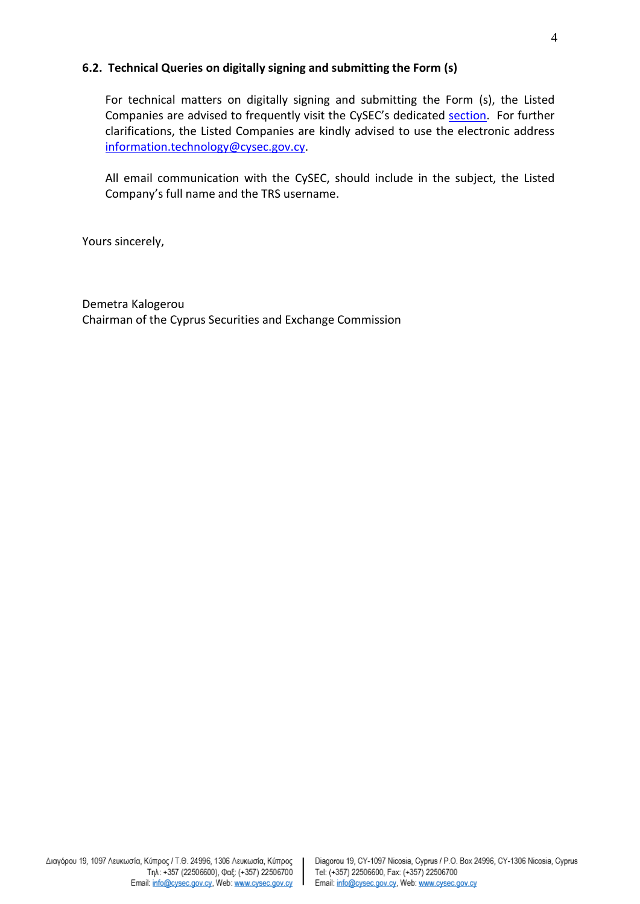### 6.2. Technical Queries on digitally signing and submitting the Form (s)

For technical matters on digitally signing and submitting the Form (s), the Listed Companies are advised to frequently visit the CySEC's dedicated section. For further clarifications, the Listed Companies are kindly advised to use the electronic address information.technology@cysec.gov.cy.

All email communication with the CySEC, should include in the subject, the Listed Company's full name and the TRS username.

Yours sincerely,

Demetra Kalogerou
Chairman of the Cyprus Securities and Exchange Commission